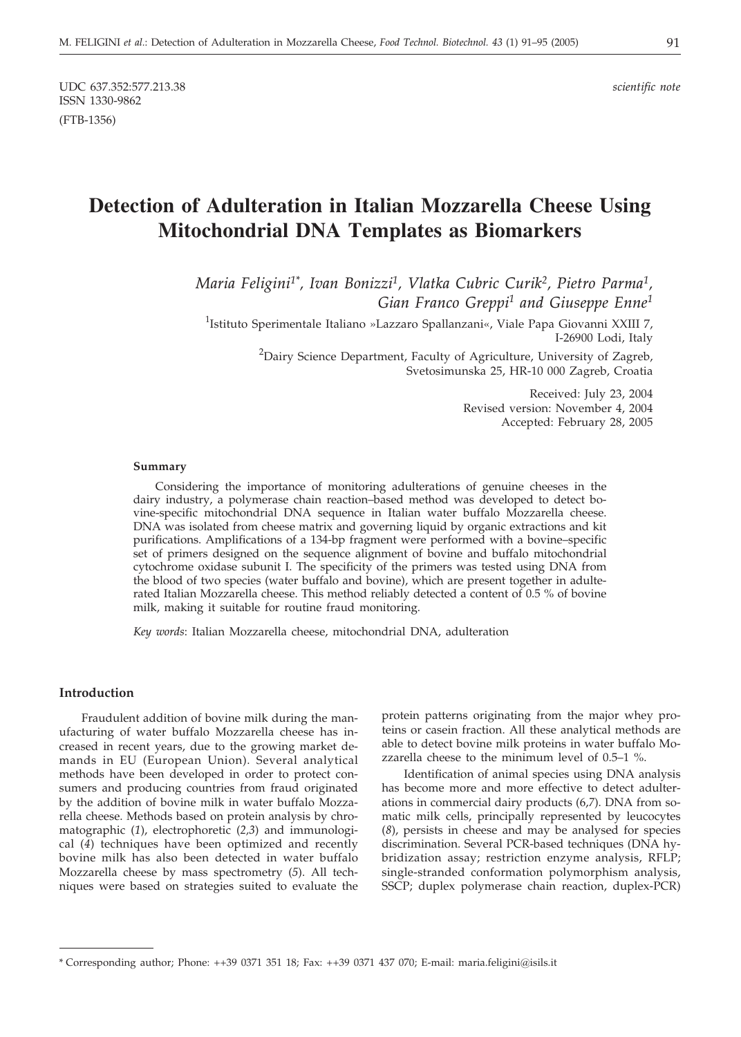UDC 637.352:577.213.38

ISSN 1330-9862

(FTB-1356)

*scientific note*

# Detection of Adulteration in Italian Mozzarella Cheese Using Mitochondrial DNA Templates as Biomarkers

*Maria Feligini[1*], Ivan Bonizzi[1], Vlatka Cubric Curik[2], Pietro Parma[1], Gian Franco Greppi[1] and Giuseppe Enne[1]*

[1]Istituto Sperimentale Italiano »Lazzaro Spallanzani«, Viale Papa Giovanni XXIII 7, I-26900 Lodi, Italy

[2]Dairy Science Department, Faculty of Agriculture, University of Zagreb, Svetosimunska 25, HR-10 000 Zagreb, Croatia

Received: July 23, 2004
Revised version: November 4, 2004
Accepted: February 28, 2005

#### Summary

Considering the importance of monitoring adulterations of genuine cheeses in the dairy industry, a polymerase chain reaction–based method was developed to detect bovine-specific mitochondrial DNA sequence in Italian water buffalo Mozzarella cheese. DNA was isolated from cheese matrix and governing liquid by organic extractions and kit purifications. Amplifications of a 134-bp fragment were performed with a bovine–specific set of primers designed on the sequence alignment of bovine and buffalo mitochondrial cytochrome oxidase subunit I. The specificity of the primers was tested using DNA from the blood of two species (water buffalo and bovine), which are present together in adulterated Italian Mozzarella cheese. This method reliably detected a content of 0.5 % of bovine milk, making it suitable for routine fraud monitoring.

*Key words*: Italian Mozzarella cheese, mitochondrial DNA, adulteration

## Introduction

Fraudulent addition of bovine milk during the manufacturing of water buffalo Mozzarella cheese has increased in recent years, due to the growing market demands in EU (European Union). Several analytical methods have been developed in order to protect consumers and producing countries from fraud originated by the addition of bovine milk in water buffalo Mozzarella cheese. Methods based on protein analysis by chromatographic (*1*), electrophoretic (*2,3*) and immunological (*4*) techniques have been optimized and recently bovine milk has also been detected in water buffalo Mozzarella cheese by mass spectrometry (*5*). All techniques were based on strategies suited to evaluate the protein patterns originating from the major whey proteins or casein fraction. All these analytical methods are able to detect bovine milk proteins in water buffalo Mozzarella cheese to the minimum level of 0.5–1 %.

Identification of animal species using DNA analysis has become more and more effective to detect adulterations in commercial dairy products (*6,7*). DNA from somatic milk cells, principally represented by leucocytes (*8*), persists in cheese and may be analysed for species discrimination. Several PCR-based techniques (DNA hybridization assay; restriction enzyme analysis, RFLP; single-stranded conformation polymorphism analysis, SSCP; duplex polymerase chain reaction, duplex-PCR)

\* Corresponding author; Phone: ++39 0371 351 18; Fax: ++39 0371 437 070; E-mail: maria.feligini@isils.it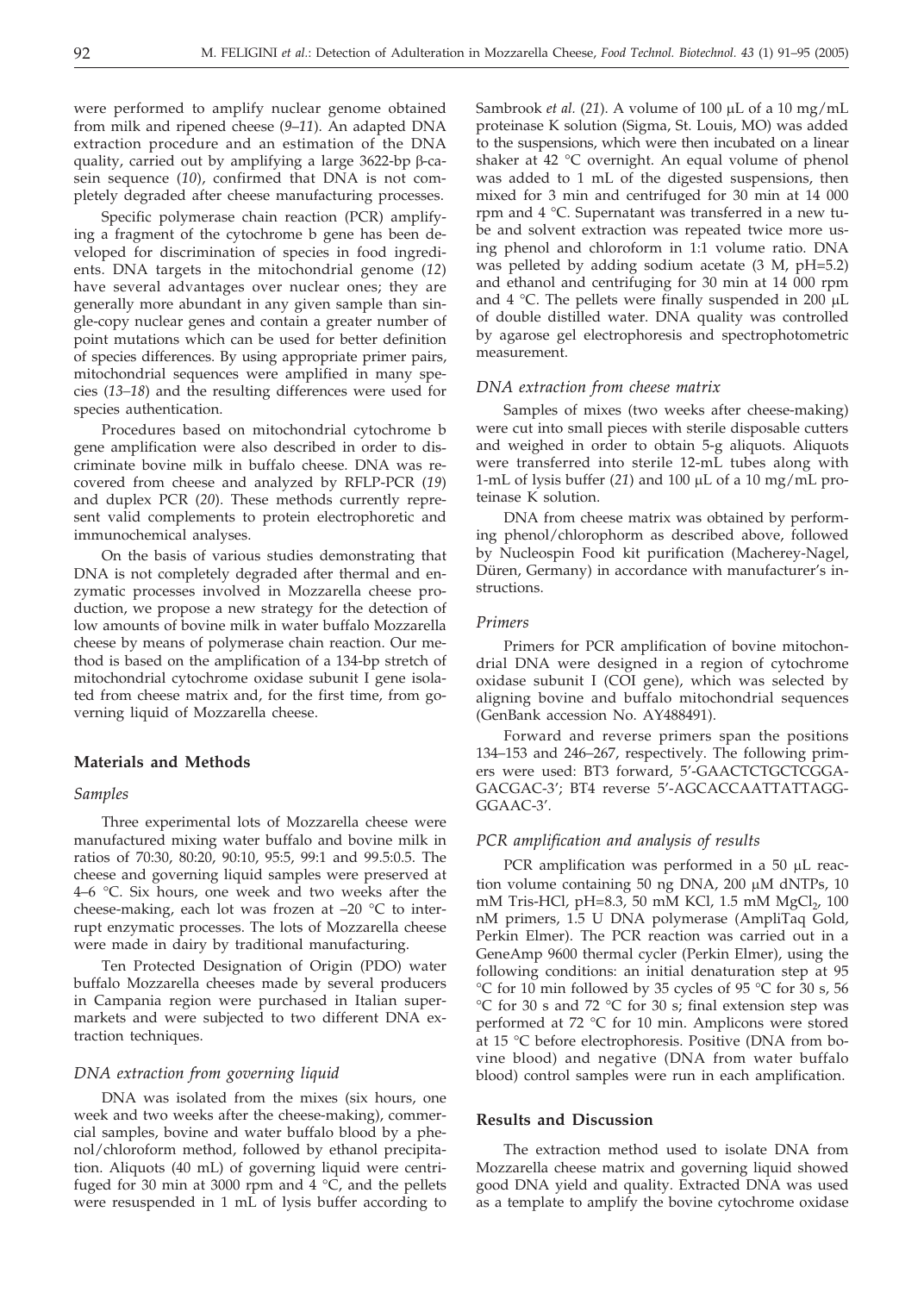were performed to amplify nuclear genome obtained from milk and ripened cheese (*9–11*). An adapted DNA extraction procedure and an estimation of the DNA quality, carried out by amplifying a large 3622-bp β-casein sequence (*10*), confirmed that DNA is not completely degraded after cheese manufacturing processes.

Specific polymerase chain reaction (PCR) amplifying a fragment of the cytochrome b gene has been developed for discrimination of species in food ingredients. DNA targets in the mitochondrial genome (*12*) have several advantages over nuclear ones; they are generally more abundant in any given sample than single-copy nuclear genes and contain a greater number of point mutations which can be used for better definition of species differences. By using appropriate primer pairs, mitochondrial sequences were amplified in many species (*13–18*) and the resulting differences were used for species authentication.

Procedures based on mitochondrial cytochrome b gene amplification were also described in order to discriminate bovine milk in buffalo cheese. DNA was recovered from cheese and analyzed by RFLP-PCR (*19*) and duplex PCR (*20*). These methods currently represent valid complements to protein electrophoretic and immunochemical analyses.

On the basis of various studies demonstrating that DNA is not completely degraded after thermal and enzymatic processes involved in Mozzarella cheese production, we propose a new strategy for the detection of low amounts of bovine milk in water buffalo Mozzarella cheese by means of polymerase chain reaction. Our method is based on the amplification of a 134-bp stretch of mitochondrial cytochrome oxidase subunit I gene isolated from cheese matrix and, for the first time, from governing liquid of Mozzarella cheese.

## Materials and Methods

### *Samples*

Three experimental lots of Mozzarella cheese were manufactured mixing water buffalo and bovine milk in ratios of 70:30, 80:20, 90:10, 95:5, 99:1 and 99.5:0.5. The cheese and governing liquid samples were preserved at 4–6 °C. Six hours, one week and two weeks after the cheese-making, each lot was frozen at –20 °C to interrupt enzymatic processes. The lots of Mozzarella cheese were made in dairy by traditional manufacturing.

Ten Protected Designation of Origin (PDO) water buffalo Mozzarella cheeses made by several producers in Campania region were purchased in Italian supermarkets and were subjected to two different DNA extraction techniques.

### *DNA extraction from governing liquid*

DNA was isolated from the mixes (six hours, one week and two weeks after the cheese-making), commercial samples, bovine and water buffalo blood by a phenol/chloroform method, followed by ethanol precipitation. Aliquots (40 mL) of governing liquid were centrifuged for 30 min at 3000 rpm and 4 °C, and the pellets were resuspended in 1 mL of lysis buffer according to Sambrook *et al.* (*21*). A volume of 100 μL of a 10 mg/mL proteinase K solution (Sigma, St. Louis, MO) was added to the suspensions, which were then incubated on a linear shaker at 42 °C overnight. An equal volume of phenol was added to 1 mL of the digested suspensions, then mixed for 3 min and centrifuged for 30 min at 14 000 rpm and 4 °C. Supernatant was transferred in a new tube and solvent extraction was repeated twice more using phenol and chloroform in 1:1 volume ratio. DNA was pelleted by adding sodium acetate (3 M, pH=5.2) and ethanol and centrifuging for 30 min at 14 000 rpm and 4 °C. The pellets were finally suspended in 200 μL of double distilled water. DNA quality was controlled by agarose gel electrophoresis and spectrophotometric measurement.

### *DNA extraction from cheese matrix*

Samples of mixes (two weeks after cheese-making) were cut into small pieces with sterile disposable cutters and weighed in order to obtain 5-g aliquots. Aliquots were transferred into sterile 12-mL tubes along with 1-mL of lysis buffer (*21*) and 100 μL of a 10 mg/mL proteinase K solution.

DNA from cheese matrix was obtained by performing phenol/chlorophorm as described above, followed by Nucleospin Food kit purification (Macherey-Nagel, Düren, Germany) in accordance with manufacturer's instructions.

### *Primers*

Primers for PCR amplification of bovine mitochondrial DNA were designed in a region of cytochrome oxidase subunit I (COI gene), which was selected by aligning bovine and buffalo mitochondrial sequences (GenBank accession No. AY488491).

Forward and reverse primers span the positions 134–153 and 246–267, respectively. The following primers were used: BT3 forward, 5'-GAACTCTGCTCGGAGACGAC-3'; BT4 reverse 5'-AGCACCAATTATTAGGGGAAC-3'.

### *PCR amplification and analysis of results*

PCR amplification was performed in a 50 μL reaction volume containing 50 ng DNA, 200 μM dNTPs, 10 mM Tris-HCl, pH=8.3, 50 mM KCl, 1.5 mM $MgCl_2$, 100 nM primers, 1.5 U DNA polymerase (AmpliTaq Gold, Perkin Elmer). The PCR reaction was carried out in a GeneAmp 9600 thermal cycler (Perkin Elmer), using the following conditions: an initial denaturation step at 95 °C for 10 min followed by 35 cycles of 95 °C for 30 s, 56 °C for 30 s and 72 °C for 30 s; final extension step was performed at 72 °C for 10 min. Amplicons were stored at 15 °C before electrophoresis. Positive (DNA from bovine blood) and negative (DNA from water buffalo blood) control samples were run in each amplification.

## Results and Discussion

The extraction method used to isolate DNA from Mozzarella cheese matrix and governing liquid showed good DNA yield and quality. Extracted DNA was used as a template to amplify the bovine cytochrome oxidase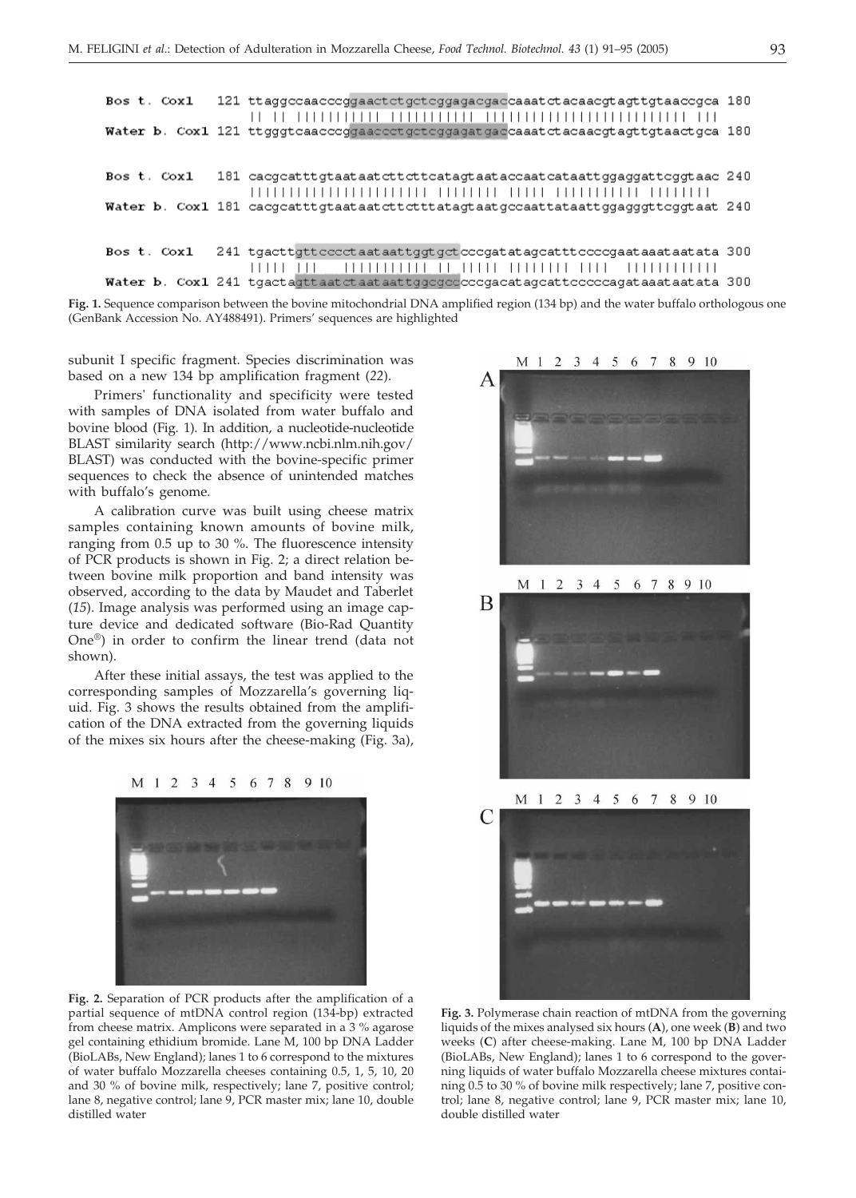```
Bos t. Cox1    121 ttaggccaacccggaactctgctcggagacgaccaaatctacaacgtagttgtaaccgca 180
                   || || |||||||||| |||||||||| ||||||||||||||||||||||||| |||
Water b. Cox1  121 ttgggtcaacccggaaccctgctcggagatgaccaaatctacaacgtagttgtaactgca 180

Bos t. Cox1    181 cacgcatttgtaataatcttcttcatagtaataccaatcataattggaggattcggtaac 240
                   |||||||||||||||||||||| |||||||| ||||| |||||||||| ||||||||
Water b. Cox1  181 cacgcatttgtaataatcttctttatagtaatgccaattataattggagggttcggtaat 240

Bos t. Cox1    241 tgacttgttcccctaataattggtgctcccgatatagcatttccccgaataaataatata 300
                   ||||| |||    |||||||||| || ||||| |||||||| ||||   |||||||||||
Water b. Cox1  241 tgactagttaatctaataattggcgcccccgacatagcattcccccagataaataatata 300
```

**Fig. 1.** Sequence comparison between the bovine mitochondrial DNA amplified region (134 bp) and the water buffalo orthologous one (GenBank Accession No. AY488491). Primers' sequences are highlighted

subunit I specific fragment. Species discrimination was based on a new 134 bp amplification fragment (*22*).

Primers' functionality and specificity were tested with samples of DNA isolated from water buffalo and bovine blood (Fig. 1). In addition, a nucleotide-nucleotide BLAST similarity search (http://www.ncbi.nlm.nih.gov/BLAST) was conducted with the bovine-specific primer sequences to check the absence of unintended matches with buffalo's genome.

A calibration curve was built using cheese matrix samples containing known amounts of bovine milk, ranging from 0.5 up to 30 %. The fluorescence intensity of PCR products is shown in Fig. 2; a direct relation between bovine milk proportion and band intensity was observed, according to the data by Maudet and Taberlet (*15*). Image analysis was performed using an image capture device and dedicated software (Bio-Rad Quantity One®) in order to confirm the linear trend (data not shown).

After these initial assays, the test was applied to the corresponding samples of Mozzarella's governing liquid. Fig. 3 shows the results obtained from the amplification of the DNA extracted from the governing liquids of the mixes six hours after the cheese-making (Fig. 3a),

M 1 2 3 4 5 6 7 8 9 10

**Fig. 2.** Separation of PCR products after the amplification of a partial sequence of mtDNA control region (134-bp) extracted from cheese matrix. Amplicons were separated in a 3 % agarose gel containing ethidium bromide. Lane M, 100 bp DNA Ladder (BioLABs, New England); lanes 1 to 6 correspond to the mixtures of water buffalo Mozzarella cheeses containing 0.5, 1, 5, 10, 20 and 30 % of bovine milk, respectively; lane 7, positive control; lane 8, negative control; lane 9, PCR master mix; lane 10, double distilled water

A

M 1 2 3 4 5 6 7 8 9 10

B

M 1 2 3 4 5 6 7 8 9 10

C

M 1 2 3 4 5 6 7 8 9 10

**Fig. 3.** Polymerase chain reaction of mtDNA from the governing liquids of the mixes analysed six hours (**A**), one week (**B**) and two weeks (**C**) after cheese-making. Lane M, 100 bp DNA Ladder (BioLABs, New England); lanes 1 to 6 correspond to the governing liquids of water buffalo Mozzarella cheese mixtures containing 0.5 to 30 % of bovine milk respectively; lane 7, positive control; lane 8, negative control; lane 9, PCR master mix; lane 10, double distilled water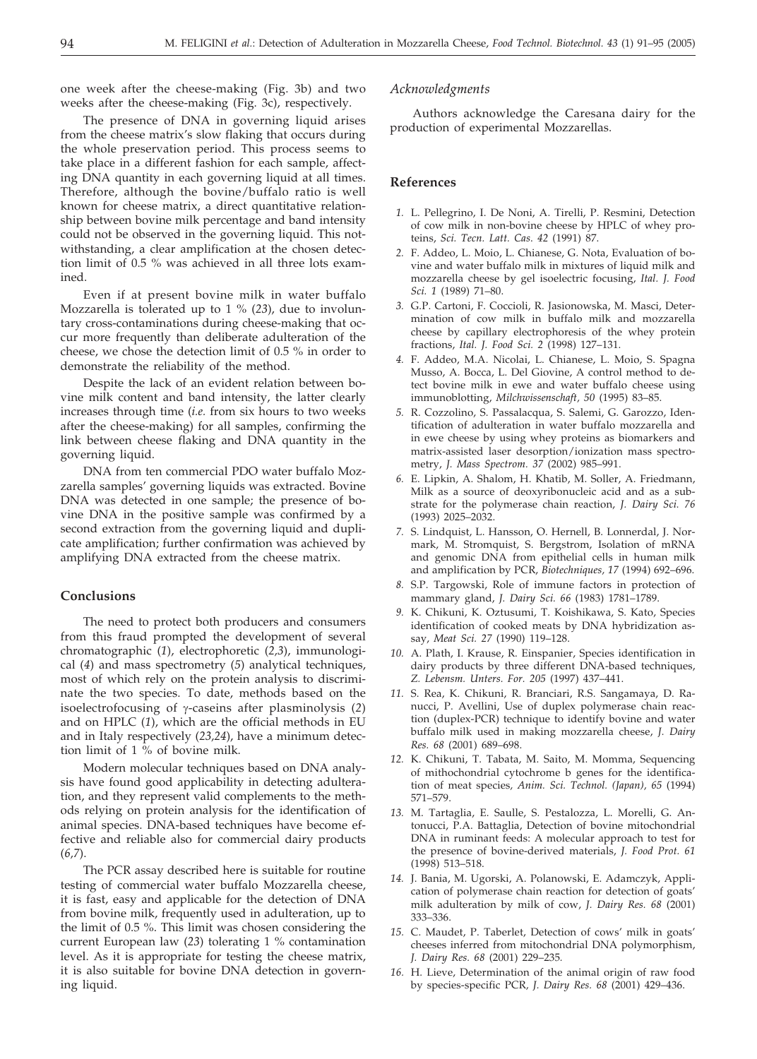one week after the cheese-making (Fig. 3b) and two weeks after the cheese-making (Fig. 3c), respectively.

The presence of DNA in governing liquid arises from the cheese matrix's slow flaking that occurs during the whole preservation period. This process seems to take place in a different fashion for each sample, affecting DNA quantity in each governing liquid at all times. Therefore, although the bovine/buffalo ratio is well known for cheese matrix, a direct quantitative relationship between bovine milk percentage and band intensity could not be observed in the governing liquid. This notwithstanding, a clear amplification at the chosen detection limit of 0.5 % was achieved in all three lots examined.

Even if at present bovine milk in water buffalo Mozzarella is tolerated up to 1 % (*23*), due to involuntary cross-contaminations during cheese-making that occur more frequently than deliberate adulteration of the cheese, we chose the detection limit of 0.5 % in order to demonstrate the reliability of the method.

Despite the lack of an evident relation between bovine milk content and band intensity, the latter clearly increases through time (*i.e.* from six hours to two weeks after the cheese-making) for all samples, confirming the link between cheese flaking and DNA quantity in the governing liquid.

DNA from ten commercial PDO water buffalo Mozzarella samples' governing liquids was extracted. Bovine DNA was detected in one sample; the presence of bovine DNA in the positive sample was confirmed by a second extraction from the governing liquid and duplicate amplification; further confirmation was achieved by amplifying DNA extracted from the cheese matrix.

## Conclusions

The need to protect both producers and consumers from this fraud prompted the development of several chromatographic (*1*), electrophoretic (*2,3*), immunological (*4*) and mass spectrometry (*5*) analytical techniques, most of which rely on the protein analysis to discriminate the two species. To date, methods based on the isoelectrofocusing of γ-caseins after plasminolysis (*2*) and on HPLC (*1*), which are the official methods in EU and in Italy respectively (*23,24*), have a minimum detection limit of 1 % of bovine milk.

Modern molecular techniques based on DNA analysis have found good applicability in detecting adulteration, and they represent valid complements to the methods relying on protein analysis for the identification of animal species. DNA-based techniques have become effective and reliable also for commercial dairy products (*6,7*).

The PCR assay described here is suitable for routine testing of commercial water buffalo Mozzarella cheese, it is fast, easy and applicable for the detection of DNA from bovine milk, frequently used in adulteration, up to the limit of 0.5 %. This limit was chosen considering the current European law (*23*) tolerating 1 % contamination level. As it is appropriate for testing the cheese matrix, it is also suitable for bovine DNA detection in governing liquid.

### *Acknowledgments*

Authors acknowledge the Caresana dairy for the production of experimental Mozzarellas.

## References

1. L. Pellegrino, I. De Noni, A. Tirelli, P. Resmini, Detection of cow milk in non-bovine cheese by HPLC of whey proteins, *Sci. Tecn. Latt. Cas. 42* (1991) 87.
2. F. Addeo, L. Moio, L. Chianese, G. Nota, Evaluation of bovine and water buffalo milk in mixtures of liquid milk and mozzarella cheese by gel isoelectric focusing, *Ital. J. Food Sci. 1* (1989) 71–80.
3. G.P. Cartoni, F. Coccioli, R. Jasionowska, M. Masci, Determination of cow milk in buffalo milk and mozzarella cheese by capillary electrophoresis of the whey protein fractions, *Ital. J. Food Sci. 2* (1998) 127–131.
4. F. Addeo, M.A. Nicolai, L. Chianese, L. Moio, S. Spagna Musso, A. Bocca, L. Del Giovine, A control method to detect bovine milk in ewe and water buffalo cheese using immunoblotting, *Milchwissenschaft, 50* (1995) 83–85.
5. R. Cozzolino, S. Passalacqua, S. Salemi, G. Garozzo, Identification of adulteration in water buffalo mozzarella and in ewe cheese by using whey proteins as biomarkers and matrix-assisted laser desorption/ionization mass spectrometry, *J. Mass Spectrom. 37* (2002) 985–991.
6. E. Lipkin, M.A. Shalom, H. Khatib, M. Soller, A. Friedmann, Milk as a source of deoxyribonucleic acid and as a substrate for the polymerase chain reaction, *J. Dairy Sci. 76* (1993) 2025–2032.
7. S. Lindquist, L. Hansson, O. Hernell, B. Lonnerdal, J. Normark, M. Stromquist, S. Bergstrom, Isolation of mRNA and genomic DNA from epithelial cells in human milk and amplification by PCR, *Biotechniques, 17* (1994) 692–696.
8. S.P. Targowski, Role of immune factors in protection of mammary gland, *J. Dairy Sci. 66* (1983) 1781–1789.
9. K. Chikuni, K. Oztusumi, T. Koishikawa, S. Kato, Species identification of cooked meats by DNA hybridization assay, *Meat Sci. 27* (1990) 119–128.
10. A. Plath, I. Krause, R. Einspanier, Species identification in dairy products by three different DNA-based techniques, *Z. Lebensm. Unters. For. 205* (1997) 437–441.
11. S. Rea, K. Chikuni, R. Branciari, R.S. Sangamaya, D. Ranucci, P. Avellini, Use of duplex polymerase chain reaction (duplex-PCR) technique to identify bovine and water buffalo milk used in making mozzarella cheese, *J. Dairy Res. 68* (2001) 689–698.
12. K. Chikuni, T. Tabata, M. Saito, M. Momma, Sequencing of mithochondrial cytochrome b genes for the identification of meat species, *Anim. Sci. Technol. (Japan), 65* (1994) 571–579.
13. M. Tartaglia, E. Saulle, S. Pestalozza, L. Morelli, G. Antonucci, P.A. Battaglia, Detection of bovine mitochondrial DNA in ruminant feeds: A molecular approach to test for the presence of bovine-derived materials, *J. Food Prot. 61* (1998) 513–518.
14. J. Bania, M. Ugorski, A. Polanowski, E. Adamczyk, Application of polymerase chain reaction for detection of goats' milk adulteration by milk of cow, *J. Dairy Res. 68* (2001) 333–336.
15. C. Maudet, P. Taberlet, Detection of cows' milk in goats' cheeses inferred from mitochondrial DNA polymorphism, *J. Dairy Res. 68* (2001) 229–235.
16. H. Lieve, Determination of the animal origin of raw food by species-specific PCR, *J. Dairy Res. 68* (2001) 429–436.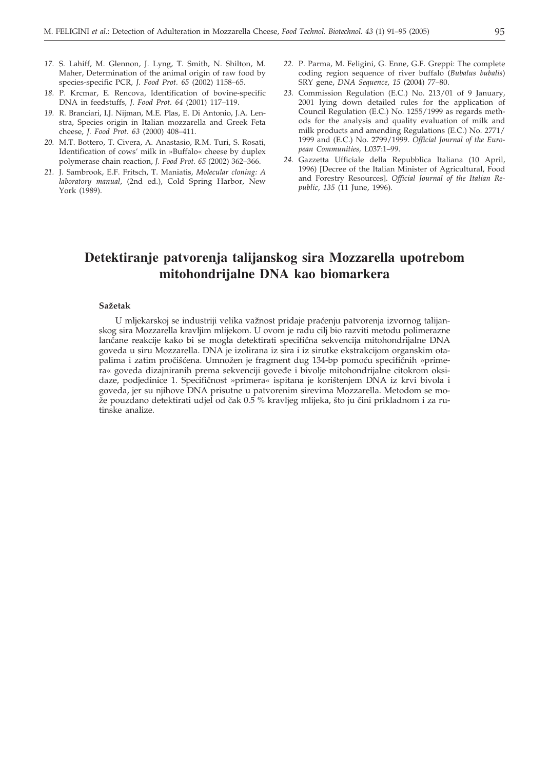17. S. Lahiff, M. Glennon, J. Lyng, T. Smith, N. Shilton, M. Maher, Determination of the animal origin of raw food by species-specific PCR, *J. Food Prot. 65* (2002) 1158–65.
18. P. Krcmar, E. Rencova, Identification of bovine-specific DNA in feedstuffs, *J. Food Prot. 64* (2001) 117–119.
19. R. Branciari, I.J. Nijman, M.E. Plas, E. Di Antonio, J.A. Lenstra, Species origin in Italian mozzarella and Greek Feta cheese, *J. Food Prot. 63* (2000) 408–411.
20. M.T. Bottero, T. Civera, A. Anastasio, R.M. Turi, S. Rosati, Identification of cows' milk in »Buffalo« cheese by duplex polymerase chain reaction, *J. Food Prot. 65* (2002) 362–366.
21. J. Sambrook, E.F. Fritsch, T. Maniatis, *Molecular cloning: A laboratory manual*, (2nd ed.), Cold Spring Harbor, New York (1989).
22. P. Parma, M. Feligini, G. Enne, G.F. Greppi: The complete coding region sequence of river buffalo (*Bubalus bubalis*) SRY gene, *DNA Sequence, 15* (2004) 77–80.
23. Commission Regulation (E.C.) No. 213/01 of 9 January, 2001 lying down detailed rules for the application of Council Regulation (E.C.) No. 1255/1999 as regards methods for the analysis and quality evaluation of milk and milk products and amending Regulations (E.C.) No. 2771/1999 and (E.C.) No. 2799/1999. *Official Journal of the European Communities*, L037:1–99.
24. Gazzetta Ufficiale della Repubblica Italiana (10 April, 1996) [Decree of the Italian Minister of Agricultural, Food and Forestry Resources]. *Official Journal of the Italian Republic*, *135* (11 June, 1996).

# Detektiranje patvorenja talijanskog sira Mozzarella upotrebom mitohondrijalne DNA kao biomarkera

### Sažetak

U mljekarskoj se industriji velika važnost pridaje praćenju patvorenja izvornog talijanskog sira Mozzarella kravljim mlijekom. U ovom je radu cilj bio razviti metodu polimerazne lančane reakcije kako bi se mogla detektirati specifična sekvencija mitohondrijalne DNA goveda u siru Mozzarella. DNA je izolirana iz sira i iz sirutke ekstrakcijom organskim otapalima i zatim pročišćena. Umnožen je fragment dug 134-bp pomoću specifičnih »primera« goveda dizajniranih prema sekvenciji goveđe i bivolje mitohondrijalne citokrom oksidaze, podjedinice 1. Specifičnost »primera« ispitana je korištenjem DNA iz krvi bivola i goveda, jer su njihove DNA prisutne u patvorenim sirevima Mozzarella. Metodom se može pouzdano detektirati udjel od čak 0.5 % kravljeg mlijeka, što ju čini prikladnom i za rutinske analize.